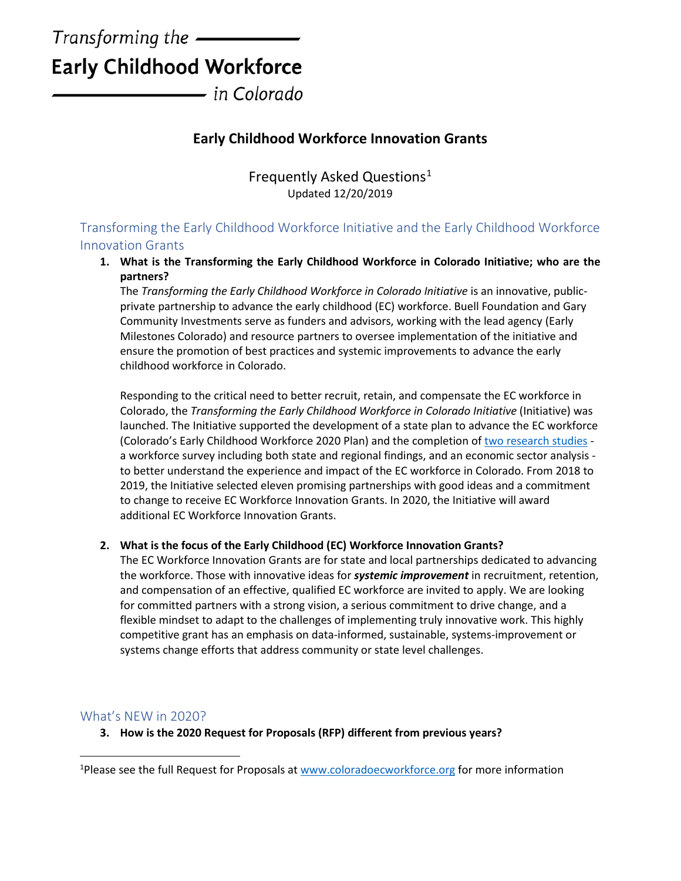Transforming the
# Early Childhood Workforce
in Colorado

## Early Childhood Workforce Innovation Grants

Frequently Asked Questions[1]
Updated 12/20/2019

### Transforming the Early Childhood Workforce Initiative and the Early Childhood Workforce Innovation Grants

1. **What is the Transforming the Early Childhood Workforce in Colorado Initiative; who are the partners?**
   The *Transforming the Early Childhood Workforce in Colorado Initiative* is an innovative, public-private partnership to advance the early childhood (EC) workforce. Buell Foundation and Gary Community Investments serve as funders and advisors, working with the lead agency (Early Milestones Colorado) and resource partners to oversee implementation of the initiative and ensure the promotion of best practices and systemic improvements to advance the early childhood workforce in Colorado.

   Responding to the critical need to better recruit, retain, and compensate the EC workforce in Colorado, the *Transforming the Early Childhood Workforce in Colorado Initiative* (Initiative) was launched. The Initiative supported the development of a state plan to advance the EC workforce (Colorado's Early Childhood Workforce 2020 Plan) and the completion of two research studies - a workforce survey including both state and regional findings, and an economic sector analysis - to better understand the experience and impact of the EC workforce in Colorado. From 2018 to 2019, the Initiative selected eleven promising partnerships with good ideas and a commitment to change to receive EC Workforce Innovation Grants. In 2020, the Initiative will award additional EC Workforce Innovation Grants.

2. **What is the focus of the Early Childhood (EC) Workforce Innovation Grants?**
   The EC Workforce Innovation Grants are for state and local partnerships dedicated to advancing the workforce. Those with innovative ideas for ***systemic improvement*** in recruitment, retention, and compensation of an effective, qualified EC workforce are invited to apply. We are looking for committed partners with a strong vision, a serious commitment to drive change, and a flexible mindset to adapt to the challenges of implementing truly innovative work. This highly competitive grant has an emphasis on data-informed, sustainable, systems-improvement or systems change efforts that address community or state level challenges.

### What's NEW in 2020?

3. **How is the 2020 Request for Proposals (RFP) different from previous years?**

[1] Please see the full Request for Proposals at www.coloradoecworkforce.org for more information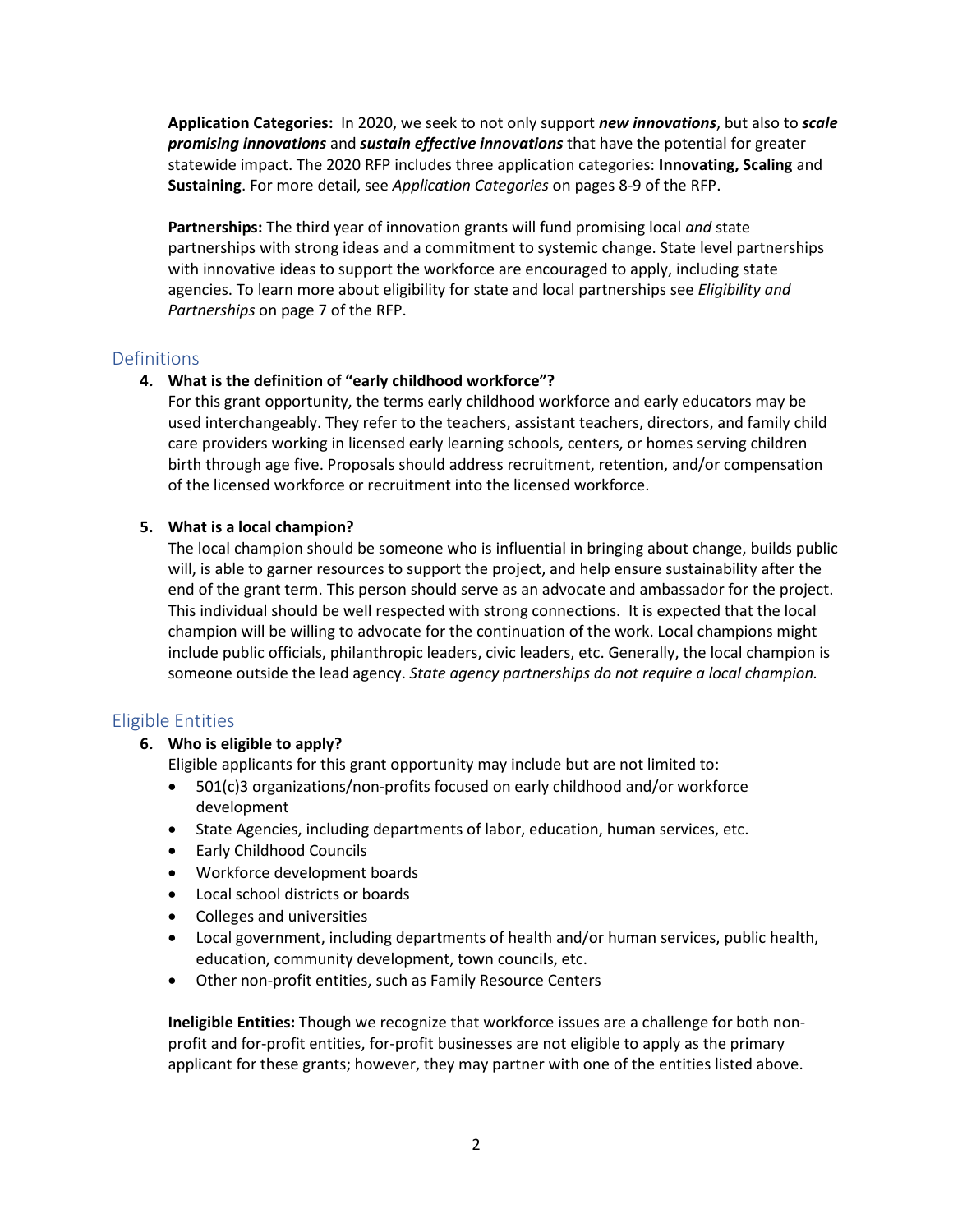**Application Categories:** In 2020, we seek to not only support ***new innovations***, but also to ***scale promising innovations*** and ***sustain effective innovations*** that have the potential for greater statewide impact. The 2020 RFP includes three application categories: **Innovating, Scaling** and **Sustaining**. For more detail, see *Application Categories* on pages 8-9 of the RFP.

**Partnerships:** The third year of innovation grants will fund promising local *and* state partnerships with strong ideas and a commitment to systemic change. State level partnerships with innovative ideas to support the workforce are encouraged to apply, including state agencies. To learn more about eligibility for state and local partnerships see *Eligibility and Partnerships* on page 7 of the RFP.

## Definitions

4. **What is the definition of "early childhood workforce"?**

   For this grant opportunity, the terms early childhood workforce and early educators may be used interchangeably. They refer to the teachers, assistant teachers, directors, and family child care providers working in licensed early learning schools, centers, or homes serving children birth through age five. Proposals should address recruitment, retention, and/or compensation of the licensed workforce or recruitment into the licensed workforce.

5. **What is a local champion?**

   The local champion should be someone who is influential in bringing about change, builds public will, is able to garner resources to support the project, and help ensure sustainability after the end of the grant term. This person should serve as an advocate and ambassador for the project. This individual should be well respected with strong connections. It is expected that the local champion will be willing to advocate for the continuation of the work. Local champions might include public officials, philanthropic leaders, civic leaders, etc. Generally, the local champion is someone outside the lead agency. *State agency partnerships do not require a local champion.*

## Eligible Entities

6. **Who is eligible to apply?**

   Eligible applicants for this grant opportunity may include but are not limited to:

   - 501(c)3 organizations/non-profits focused on early childhood and/or workforce development
   - State Agencies, including departments of labor, education, human services, etc.
   - Early Childhood Councils
   - Workforce development boards
   - Local school districts or boards
   - Colleges and universities
   - Local government, including departments of health and/or human services, public health, education, community development, town councils, etc.
   - Other non-profit entities, such as Family Resource Centers

   **Ineligible Entities:** Though we recognize that workforce issues are a challenge for both non-profit and for-profit entities, for-profit businesses are not eligible to apply as the primary applicant for these grants; however, they may partner with one of the entities listed above.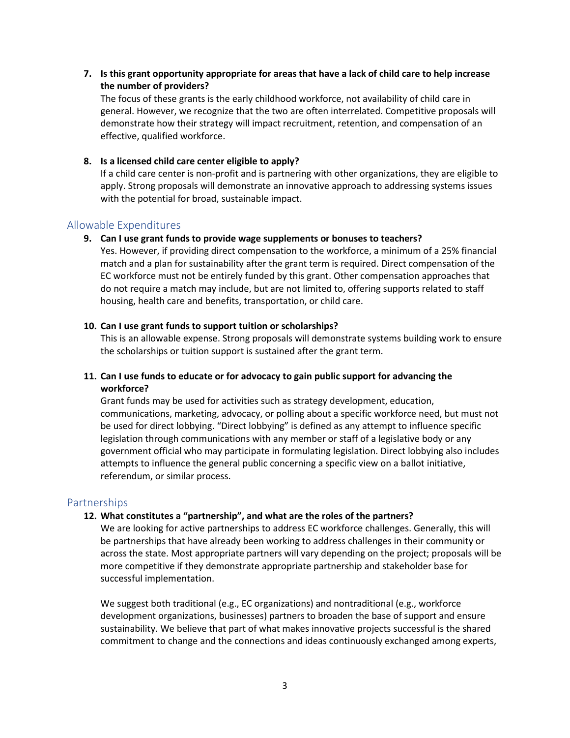7. **Is this grant opportunity appropriate for areas that have a lack of child care to help increase the number of providers?**
   The focus of these grants is the early childhood workforce, not availability of child care in general. However, we recognize that the two are often interrelated. Competitive proposals will demonstrate how their strategy will impact recruitment, retention, and compensation of an effective, qualified workforce.

8. **Is a licensed child care center eligible to apply?**
   If a child care center is non-profit and is partnering with other organizations, they are eligible to apply. Strong proposals will demonstrate an innovative approach to addressing systems issues with the potential for broad, sustainable impact.

## Allowable Expenditures

9. **Can I use grant funds to provide wage supplements or bonuses to teachers?**
   Yes. However, if providing direct compensation to the workforce, a minimum of a 25% financial match and a plan for sustainability after the grant term is required. Direct compensation of the EC workforce must not be entirely funded by this grant. Other compensation approaches that do not require a match may include, but are not limited to, offering supports related to staff housing, health care and benefits, transportation, or child care.

10. **Can I use grant funds to support tuition or scholarships?**
    This is an allowable expense. Strong proposals will demonstrate systems building work to ensure the scholarships or tuition support is sustained after the grant term.

11. **Can I use funds to educate or for advocacy to gain public support for advancing the workforce?**
    Grant funds may be used for activities such as strategy development, education, communications, marketing, advocacy, or polling about a specific workforce need, but must not be used for direct lobbying. "Direct lobbying" is defined as any attempt to influence specific legislation through communications with any member or staff of a legislative body or any government official who may participate in formulating legislation. Direct lobbying also includes attempts to influence the general public concerning a specific view on a ballot initiative, referendum, or similar process.

## Partnerships

12. **What constitutes a "partnership", and what are the roles of the partners?**
    We are looking for active partnerships to address EC workforce challenges. Generally, this will be partnerships that have already been working to address challenges in their community or across the state. Most appropriate partners will vary depending on the project; proposals will be more competitive if they demonstrate appropriate partnership and stakeholder base for successful implementation.

    We suggest both traditional (e.g., EC organizations) and nontraditional (e.g., workforce development organizations, businesses) partners to broaden the base of support and ensure sustainability. We believe that part of what makes innovative projects successful is the shared commitment to change and the connections and ideas continuously exchanged among experts,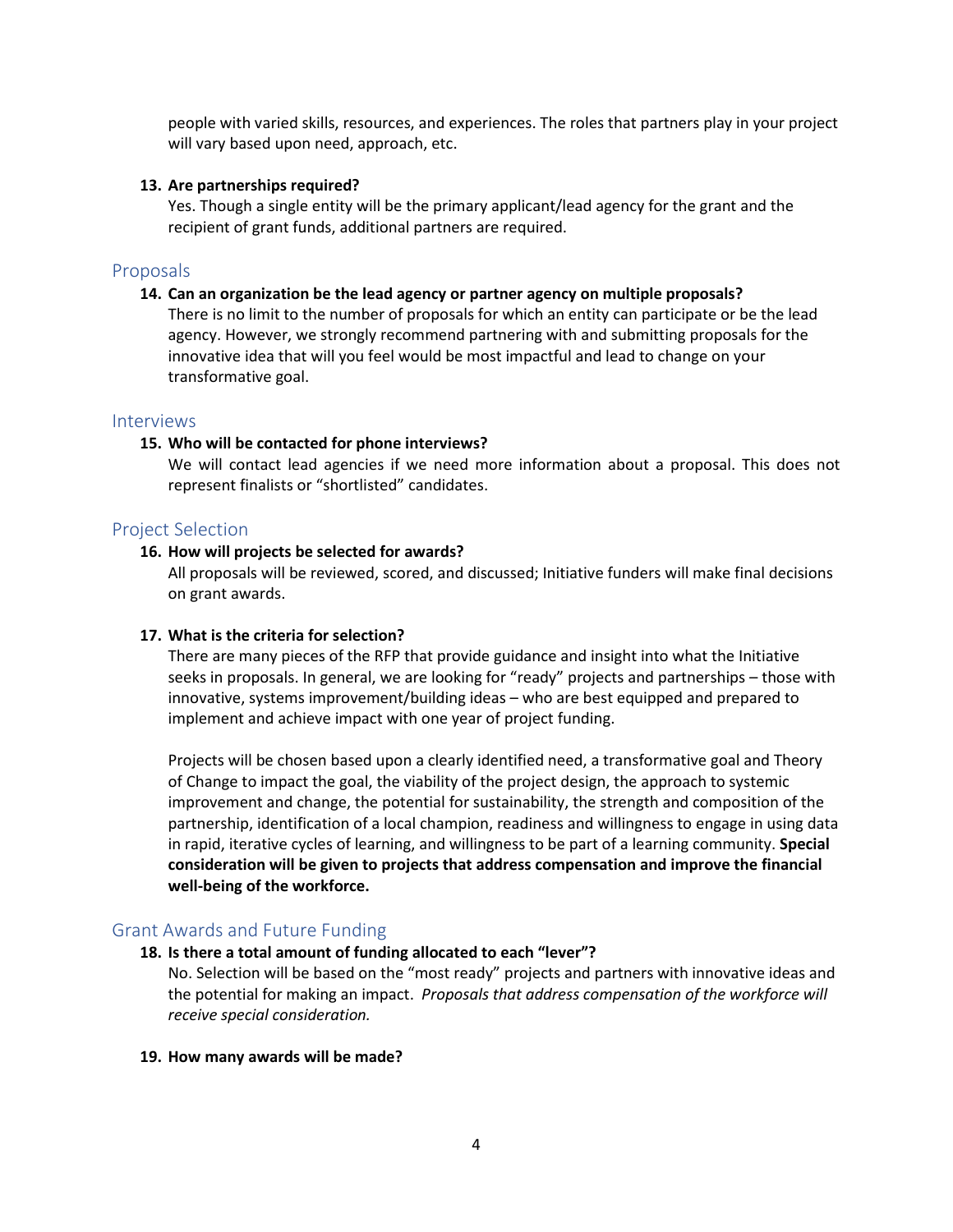people with varied skills, resources, and experiences. The roles that partners play in your project will vary based upon need, approach, etc.

**13. Are partnerships required?**

Yes. Though a single entity will be the primary applicant/lead agency for the grant and the recipient of grant funds, additional partners are required.

## Proposals

**14. Can an organization be the lead agency or partner agency on multiple proposals?**

There is no limit to the number of proposals for which an entity can participate or be the lead agency. However, we strongly recommend partnering with and submitting proposals for the innovative idea that will you feel would be most impactful and lead to change on your transformative goal.

## Interviews

**15. Who will be contacted for phone interviews?**

We will contact lead agencies if we need more information about a proposal. This does not represent finalists or "shortlisted" candidates.

## Project Selection

**16. How will projects be selected for awards?**

All proposals will be reviewed, scored, and discussed; Initiative funders will make final decisions on grant awards.

**17. What is the criteria for selection?**

There are many pieces of the RFP that provide guidance and insight into what the Initiative seeks in proposals. In general, we are looking for "ready" projects and partnerships – those with innovative, systems improvement/building ideas – who are best equipped and prepared to implement and achieve impact with one year of project funding.

Projects will be chosen based upon a clearly identified need, a transformative goal and Theory of Change to impact the goal, the viability of the project design, the approach to systemic improvement and change, the potential for sustainability, the strength and composition of the partnership, identification of a local champion, readiness and willingness to engage in using data in rapid, iterative cycles of learning, and willingness to be part of a learning community. **Special consideration will be given to projects that address compensation and improve the financial well-being of the workforce.**

## Grant Awards and Future Funding

**18. Is there a total amount of funding allocated to each "lever"?**

No. Selection will be based on the "most ready" projects and partners with innovative ideas and the potential for making an impact. *Proposals that address compensation of the workforce will receive special consideration.*

**19. How many awards will be made?**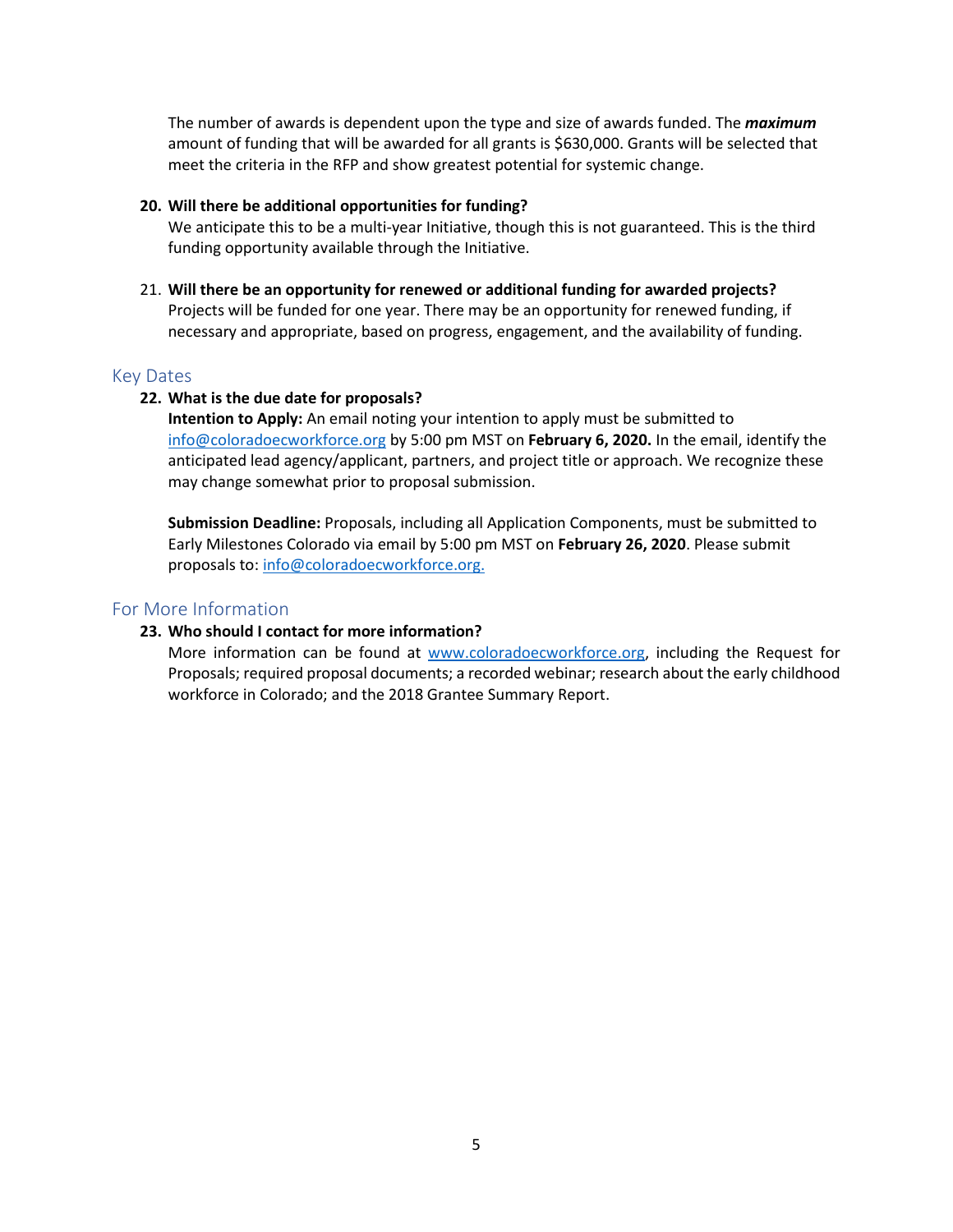The number of awards is dependent upon the type and size of awards funded. The ***maximum*** amount of funding that will be awarded for all grants is $630,000. Grants will be selected that meet the criteria in the RFP and show greatest potential for systemic change.

20. **Will there be additional opportunities for funding?**
    We anticipate this to be a multi-year Initiative, though this is not guaranteed. This is the third funding opportunity available through the Initiative.

21. **Will there be an opportunity for renewed or additional funding for awarded projects?**
    Projects will be funded for one year. There may be an opportunity for renewed funding, if necessary and appropriate, based on progress, engagement, and the availability of funding.

## Key Dates

22. **What is the due date for proposals?**
    **Intention to Apply:** An email noting your intention to apply must be submitted to info@coloradoecworkforce.org by 5:00 pm MST on **February 6, 2020.** In the email, identify the anticipated lead agency/applicant, partners, and project title or approach. We recognize these may change somewhat prior to proposal submission.

    **Submission Deadline:** Proposals, including all Application Components, must be submitted to Early Milestones Colorado via email by 5:00 pm MST on **February 26, 2020**. Please submit proposals to: info@coloradoecworkforce.org.

## For More Information

23. **Who should I contact for more information?**
    More information can be found at www.coloradoecworkforce.org, including the Request for Proposals; required proposal documents; a recorded webinar; research about the early childhood workforce in Colorado; and the 2018 Grantee Summary Report.